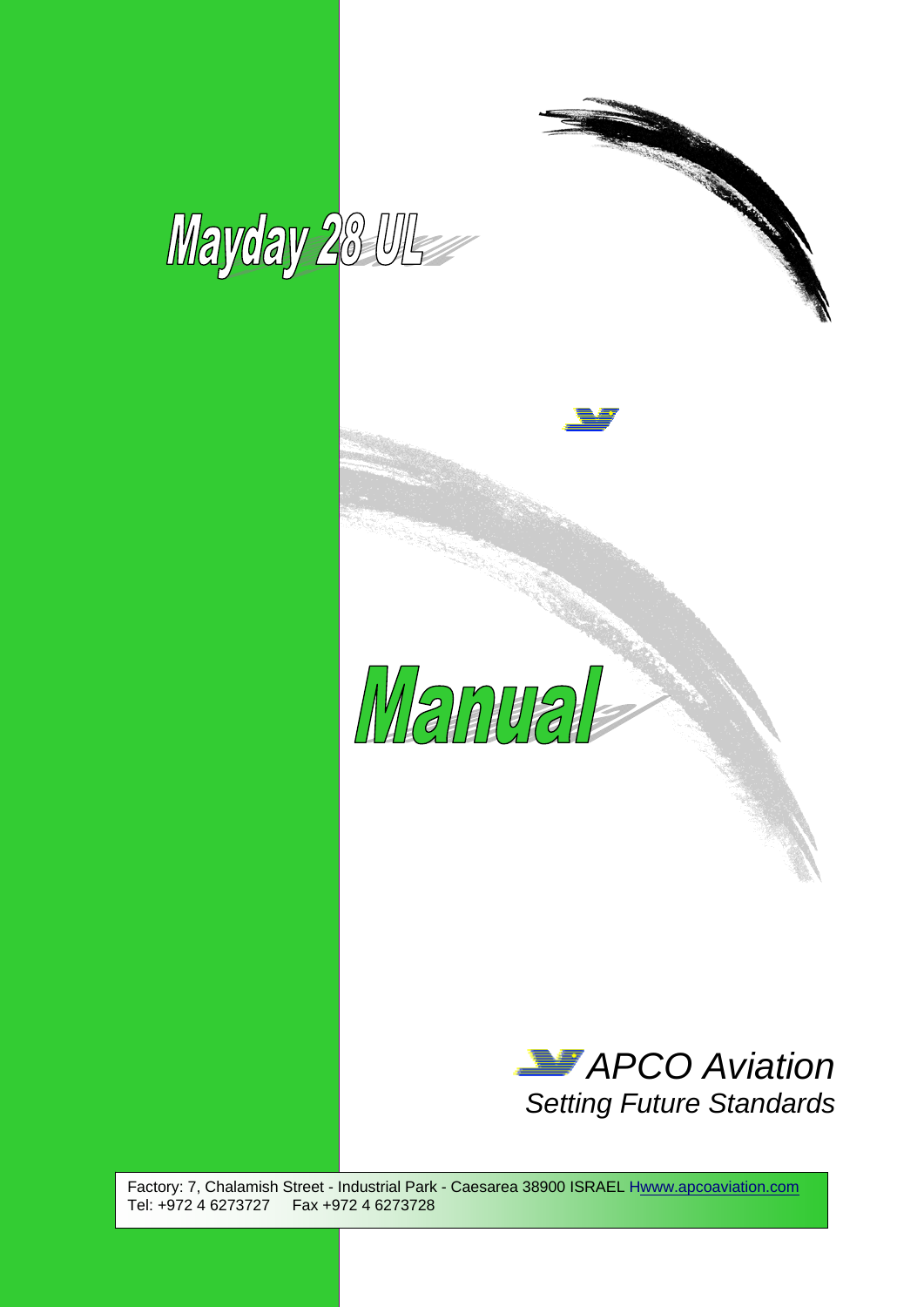# Mayday 28 UL

# Manual

*APCO Aviation*
*Setting Future Standards*

Factory: 7, Chalamish Street - Industrial Park - Caesarea 38900 ISRAEL Hwww.apcoaviation.com
Tel: +972 4 6273727 Fax +972 4 6273728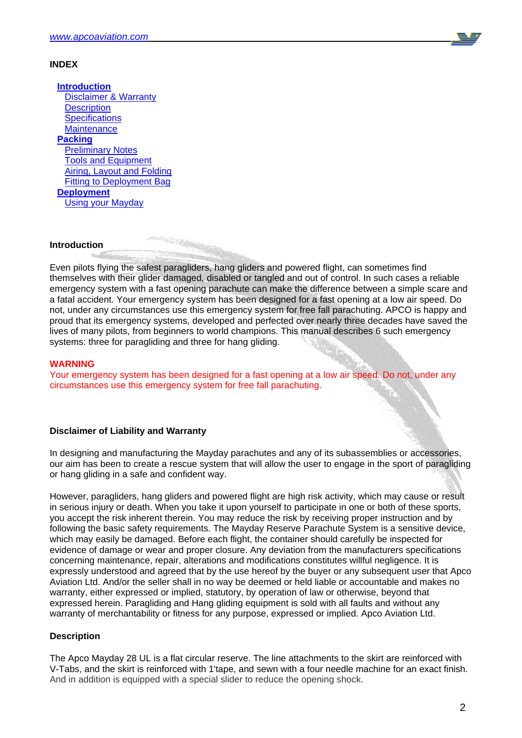## INDEX

- **Introduction**
  - Disclaimer & Warranty
  - Description
  - Specifications
  - Maintenance
- **Packing**
  - Preliminary Notes
  - Tools and Equipment
  - Airing, Layout and Folding
  - Fitting to Deployment Bag
- **Deployment**
  - Using your Mayday

### Introduction

Even pilots flying the safest paragliders, hang gliders and powered flight, can sometimes find themselves with their glider damaged, disabled or tangled and out of control. In such cases a reliable emergency system with a fast opening parachute can make the difference between a simple scare and a fatal accident. Your emergency system has been designed for a fast opening at a low air speed. Do not, under any circumstances use this emergency system for free fall parachuting. APCO is happy and proud that its emergency systems, developed and perfected over nearly three decades have saved the lives of many pilots, from beginners to world champions. This manual describes 6 such emergency systems: three for paragliding and three for hang gliding.

**WARNING**
Your emergency system has been designed for a fast opening at a low air speed. Do not, under any circumstances use this emergency system for free fall parachuting.

### Disclaimer of Liability and Warranty

In designing and manufacturing the Mayday parachutes and any of its subassemblies or accessories, our aim has been to create a rescue system that will allow the user to engage in the sport of paragliding or hang gliding in a safe and confident way.

However, paragliders, hang gliders and powered flight are high risk activity, which may cause or result in serious injury or death. When you take it upon yourself to participate in one or both of these sports, you accept the risk inherent therein. You may reduce the risk by receiving proper instruction and by following the basic safety requirements. The Mayday Reserve Parachute System is a sensitive device, which may easily be damaged. Before each flight, the container should carefully be inspected for evidence of damage or wear and proper closure. Any deviation from the manufacturers specifications concerning maintenance, repair, alterations and modifications constitutes willful negligence. It is expressly understood and agreed that by the use hereof by the buyer or any subsequent user that Apco Aviation Ltd. And/or the seller shall in no way be deemed or held liable or accountable and makes no warranty, either expressed or implied, statutory, by operation of law or otherwise, beyond that expressed herein. Paragliding and Hang gliding equipment is sold with all faults and without any warranty of merchantability or fitness for any purpose, expressed or implied. Apco Aviation Ltd.

### Description

The Apco Mayday 28 UL is a flat circular reserve. The line attachments to the skirt are reinforced with V-Tabs, and the skirt is reinforced with 1'tape, and sewn with a four needle machine for an exact finish. And in addition is equipped with a special slider to reduce the opening shock.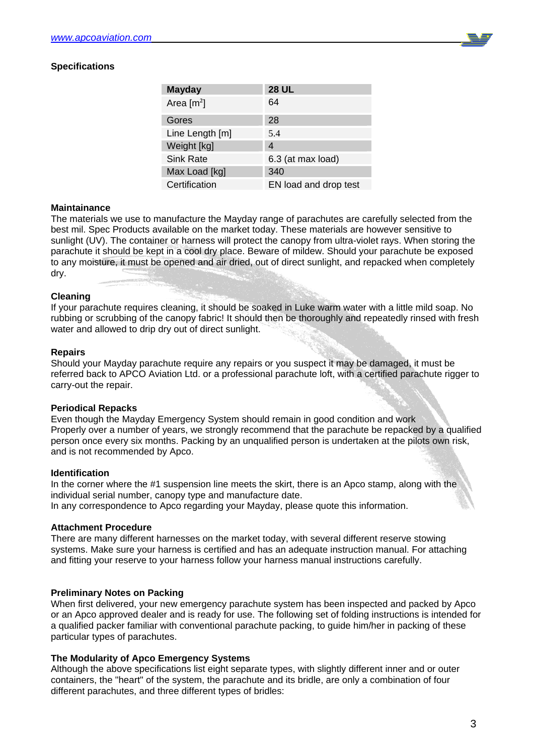### Specifications

| Mayday | 28 UL |
|---|---|
| Area [m²] | 64 |
| Gores | 28 |
| Line Length [m] | 5.4 |
| Weight [kg] | 4 |
| Sink Rate | 6.3 (at max load) |
| Max Load [kg] | 340 |
| Certification | EN load and drop test |

### Maintainance

The materials we use to manufacture the Mayday range of parachutes are carefully selected from the best mil. Spec Products available on the market today. These materials are however sensitive to sunlight (UV). The container or harness will protect the canopy from ultra-violet rays. When storing the parachute it should be kept in a cool dry place. Beware of mildew. Should your parachute be exposed to any moisture, it must be opened and air dried, out of direct sunlight, and repacked when completely dry.

### Cleaning

If your parachute requires cleaning, it should be soaked in Luke warm water with a little mild soap. No rubbing or scrubbing of the canopy fabric! It should then be thoroughly and repeatedly rinsed with fresh water and allowed to drip dry out of direct sunlight.

### Repairs

Should your Mayday parachute require any repairs or you suspect it may be damaged, it must be referred back to APCO Aviation Ltd. or a professional parachute loft, with a certified parachute rigger to carry-out the repair.

### Periodical Repacks

Even though the Mayday Emergency System should remain in good condition and work Properly over a number of years, we strongly recommend that the parachute be repacked by a qualified person once every six months. Packing by an unqualified person is undertaken at the pilots own risk, and is not recommended by Apco.

### Identification

In the corner where the #1 suspension line meets the skirt, there is an Apco stamp, along with the individual serial number, canopy type and manufacture date.
In any correspondence to Apco regarding your Mayday, please quote this information.

### Attachment Procedure

There are many different harnesses on the market today, with several different reserve stowing systems. Make sure your harness is certified and has an adequate instruction manual. For attaching and fitting your reserve to your harness follow your harness manual instructions carefully.

### Preliminary Notes on Packing

When first delivered, your new emergency parachute system has been inspected and packed by Apco or an Apco approved dealer and is ready for use. The following set of folding instructions is intended for a qualified packer familiar with conventional parachute packing, to guide him/her in packing of these particular types of parachutes.

### The Modularity of Apco Emergency Systems

Although the above specifications list eight separate types, with slightly different inner and or outer containers, the "heart" of the system, the parachute and its bridle, are only a combination of four different parachutes, and three different types of bridles: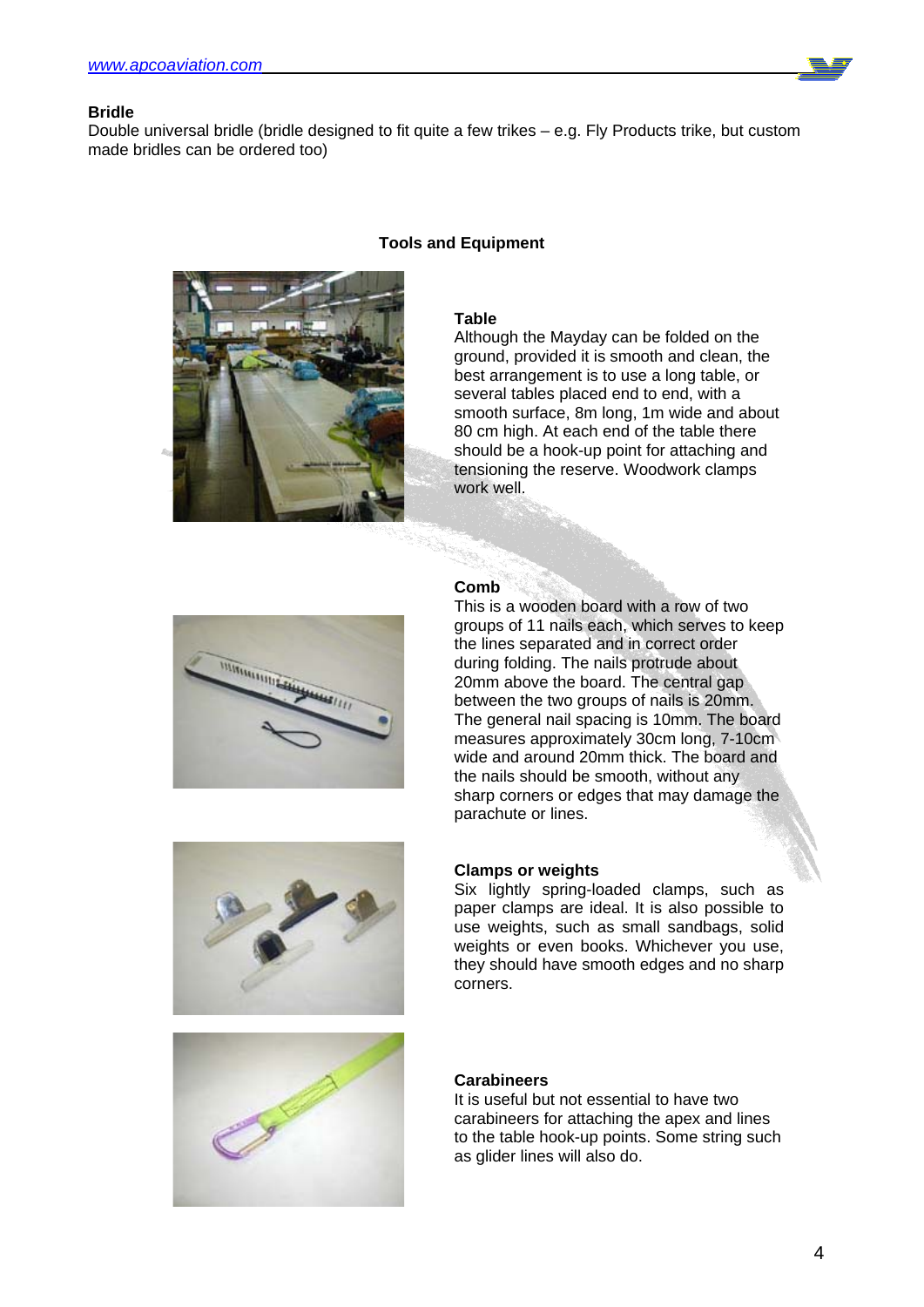**Bridle**

Double universal bridle (bridle designed to fit quite a few trikes – e.g. Fly Products trike, but custom made bridles can be ordered too)

## Tools and Equipment

**Table**

Although the Mayday can be folded on the ground, provided it is smooth and clean, the best arrangement is to use a long table, or several tables placed end to end, with a smooth surface, 8m long, 1m wide and about 80 cm high. At each end of the table there should be a hook-up point for attaching and tensioning the reserve. Woodwork clamps work well.

**Comb**

This is a wooden board with a row of two groups of 11 nails each, which serves to keep the lines separated and in correct order during folding. The nails protrude about 20mm above the board. The central gap between the two groups of nails is 20mm. The general nail spacing is 10mm. The board measures approximately 30cm long, 7-10cm wide and around 20mm thick. The board and the nails should be smooth, without any sharp corners or edges that may damage the parachute or lines.

**Clamps or weights**

Six lightly spring-loaded clamps, such as paper clamps are ideal. It is also possible to use weights, such as small sandbags, solid weights or even books. Whichever you use, they should have smooth edges and no sharp corners.

**Carabineers**

It is useful but not essential to have two carabineers for attaching the apex and lines to the table hook-up points. Some string such as glider lines will also do.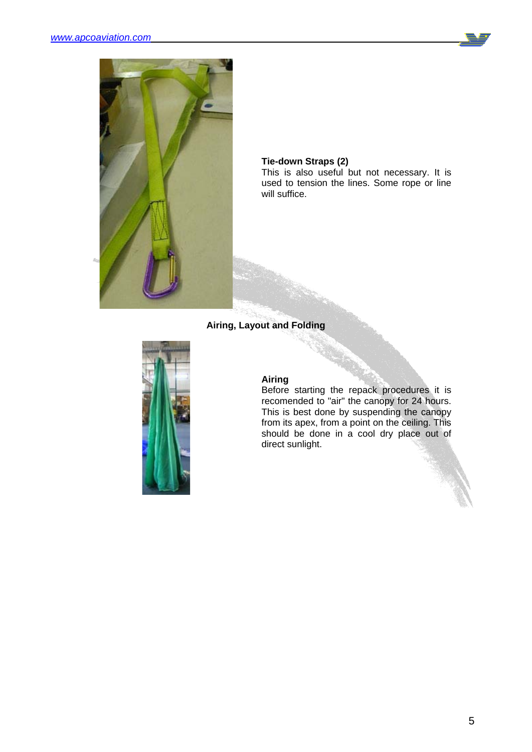**Tie-down Straps (2)**

This is also useful but not necessary. It is used to tension the lines. Some rope or line will suffice.

## Airing, Layout and Folding

**Airing**

Before starting the repack procedures it is recomended to "air" the canopy for 24 hours. This is best done by suspending the canopy from its apex, from a point on the ceiling. This should be done in a cool dry place out of direct sunlight.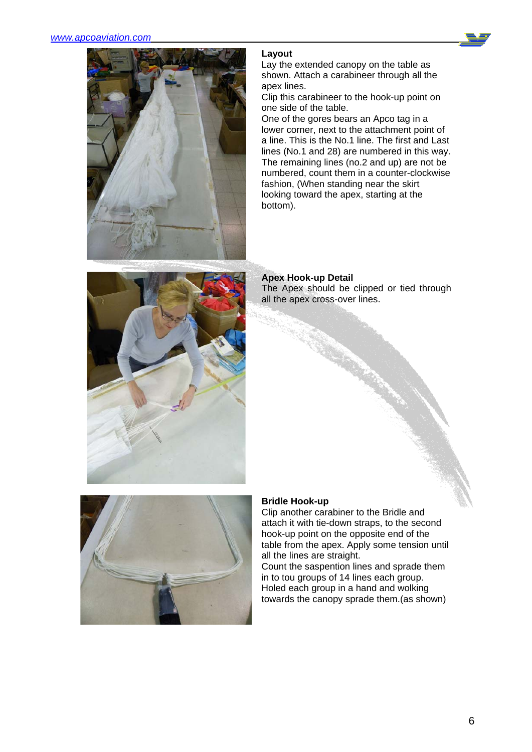### Layout

Lay the extended canopy on the table as shown. Attach a carabineer through all the apex lines.
Clip this carabineer to the hook-up point on one side of the table.
One of the gores bears an Apco tag in a lower corner, next to the attachment point of a line. This is the No.1 line. The first and Last lines (No.1 and 28) are numbered in this way. The remaining lines (no.2 and up) are not be numbered, count them in a counter-clockwise fashion, (When standing near the skirt looking toward the apex, starting at the bottom).

### Apex Hook-up Detail

The Apex should be clipped or tied through all the apex cross-over lines.

### Bridle Hook-up

Clip another carabiner to the Bridle and attach it with tie-down straps, to the second hook-up point on the opposite end of the table from the apex. Apply some tension until all the lines are straight.
Count the saspention lines and sprade them in to tou groups of 14 lines each group.
Holed each group in a hand and wolking towards the canopy sprade them.(as shown)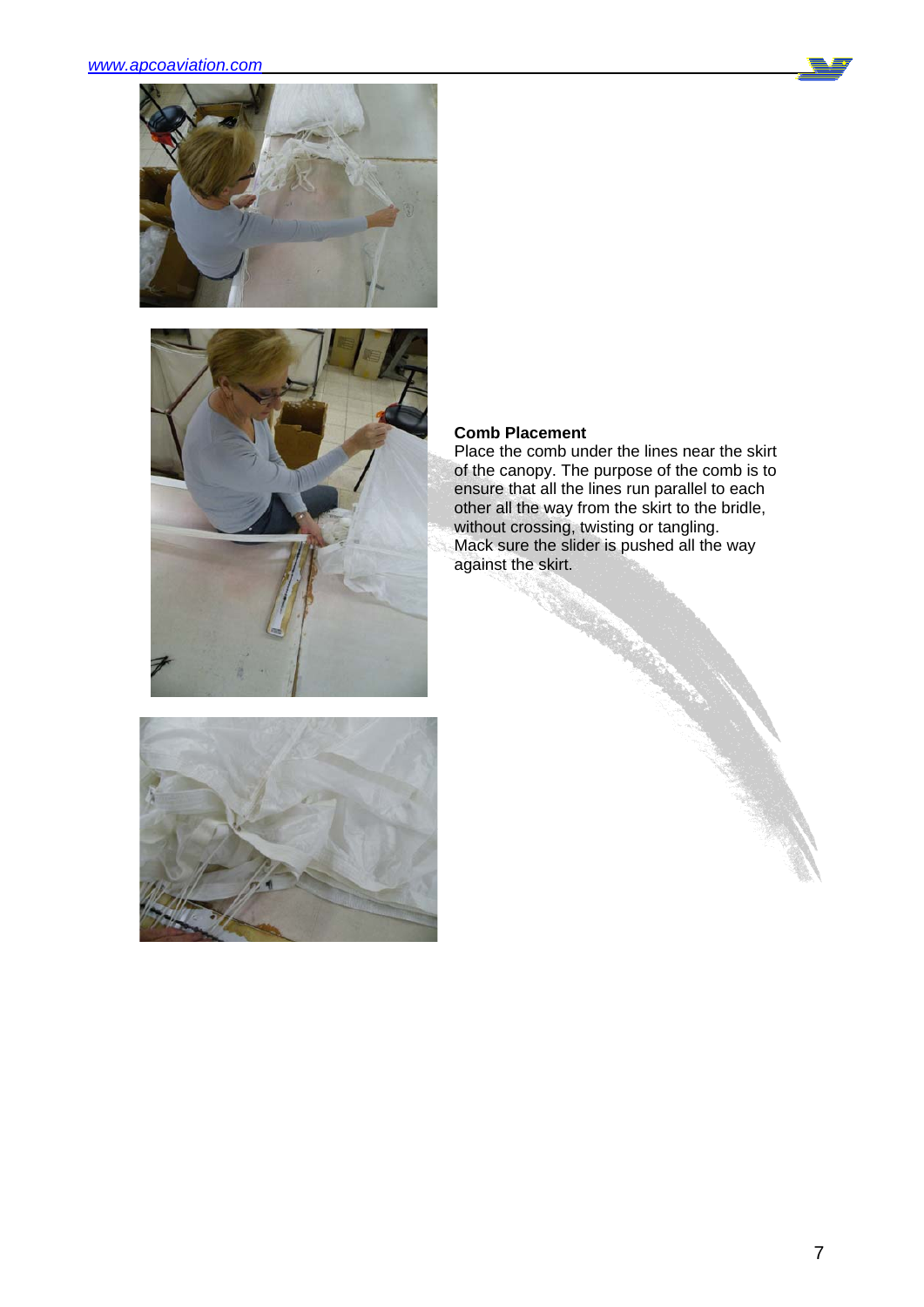**Comb Placement**

Place the comb under the lines near the skirt of the canopy. The purpose of the comb is to ensure that all the lines run parallel to each other all the way from the skirt to the bridle, without crossing, twisting or tangling.
Mack sure the slider is pushed all the way against the skirt.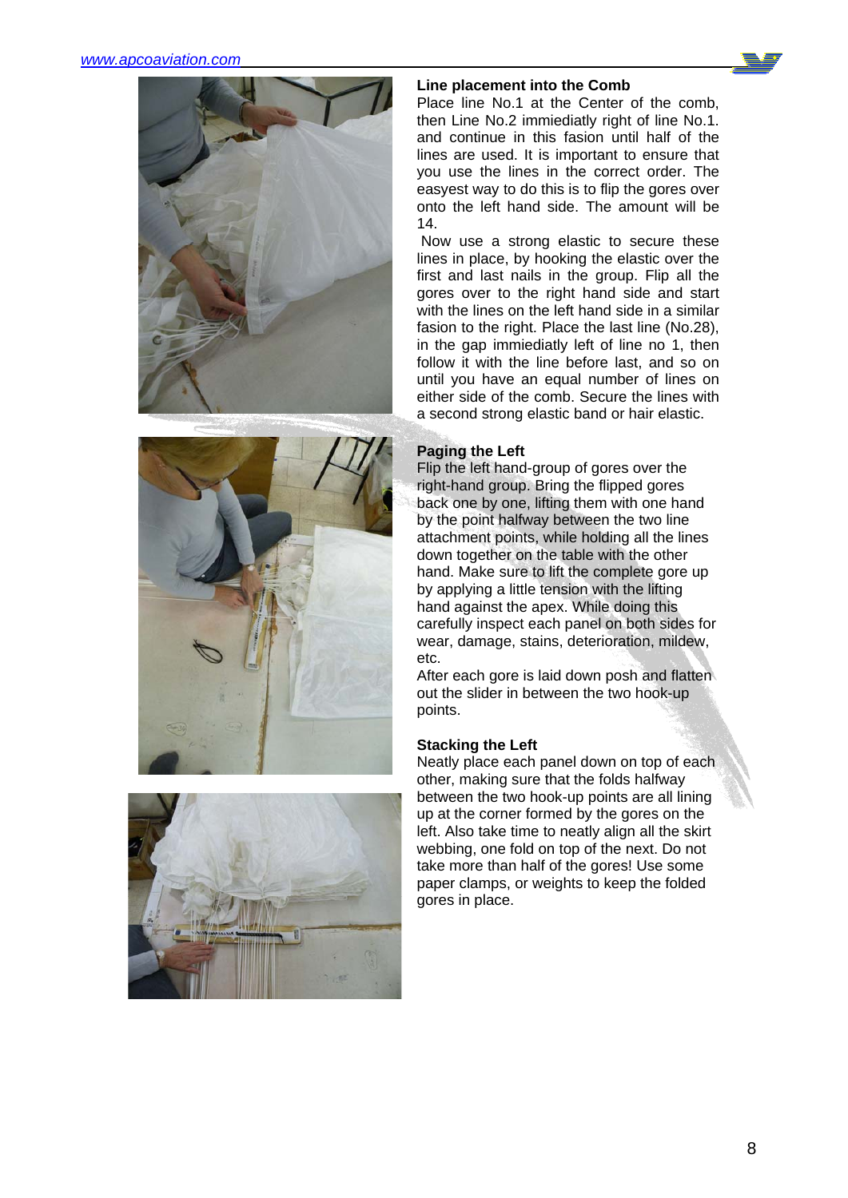### Line placement into the Comb

Place line No.1 at the Center of the comb, then Line No.2 immiediatly right of line No.1. and continue in this fasion until half of the lines are used. It is important to ensure that you use the lines in the correct order. The easyest way to do this is to flip the gores over onto the left hand side. The amount will be 14.

Now use a strong elastic to secure these lines in place, by hooking the elastic over the first and last nails in the group. Flip all the gores over to the right hand side and start with the lines on the left hand side in a similar fasion to the right. Place the last line (No.28), in the gap immiediatly left of line no 1, then follow it with the line before last, and so on until you have an equal number of lines on either side of the comb. Secure the lines with a second strong elastic band or hair elastic.

### Paging the Left

Flip the left hand-group of gores over the right-hand group. Bring the flipped gores back one by one, lifting them with one hand by the point halfway between the two line attachment points, while holding all the lines down together on the table with the other hand. Make sure to lift the complete gore up by applying a little tension with the lifting hand against the apex. While doing this carefully inspect each panel on both sides for wear, damage, stains, deterioration, mildew, etc.

After each gore is laid down posh and flatten out the slider in between the two hook-up points.

### Stacking the Left

Neatly place each panel down on top of each other, making sure that the folds halfway between the two hook-up points are all lining up at the corner formed by the gores on the left. Also take time to neatly align all the skirt webbing, one fold on top of the next. Do not take more than half of the gores! Use some paper clamps, or weights to keep the folded gores in place.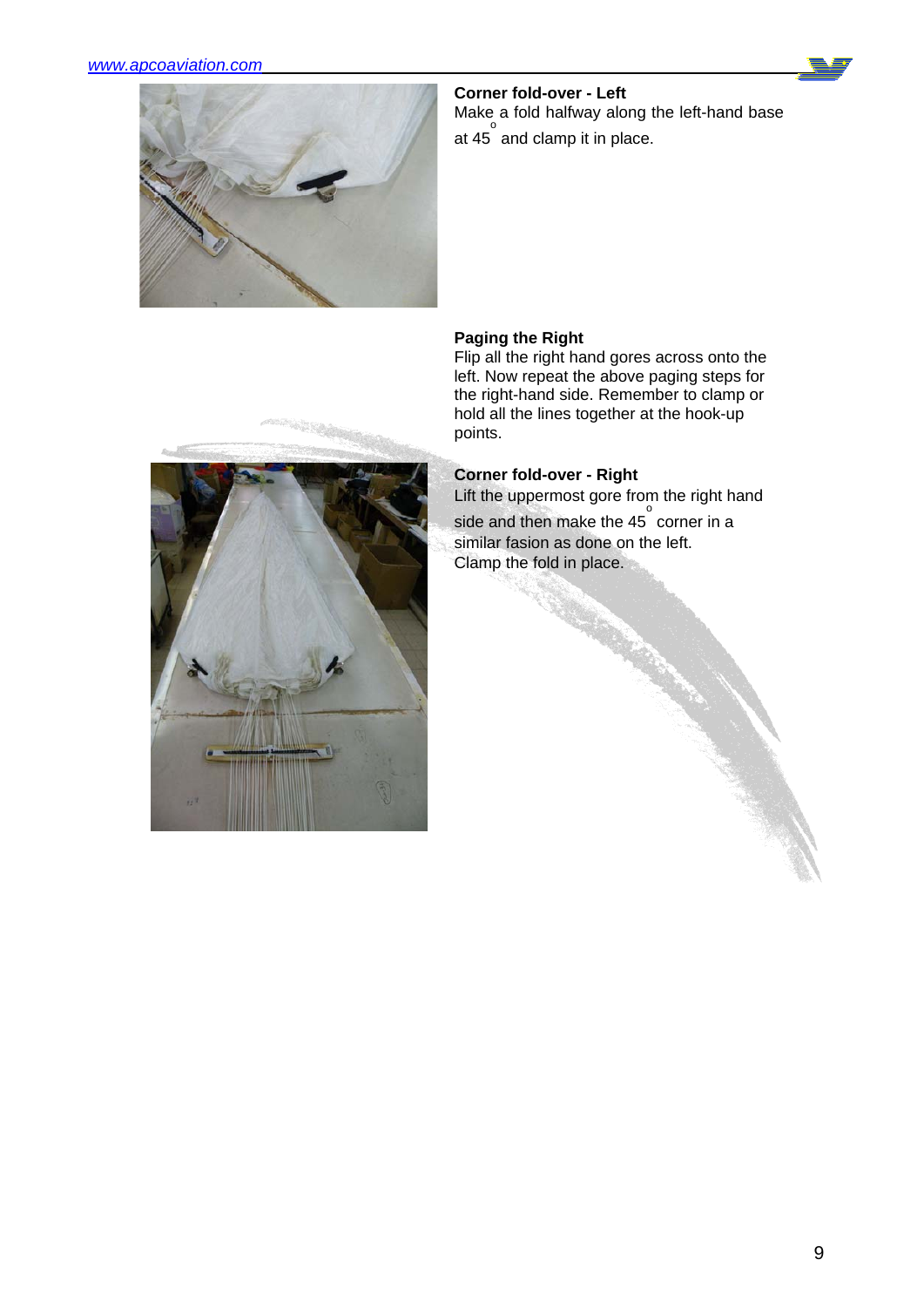### Corner fold-over - Left

Make a fold halfway along the left-hand base at 45° and clamp it in place.

### Paging the Right

Flip all the right hand gores across onto the left. Now repeat the above paging steps for the right-hand side. Remember to clamp or hold all the lines together at the hook-up points.

### Corner fold-over - Right

Lift the uppermost gore from the right hand side and then make the 45° corner in a similar fasion as done on the left.
Clamp the fold in place.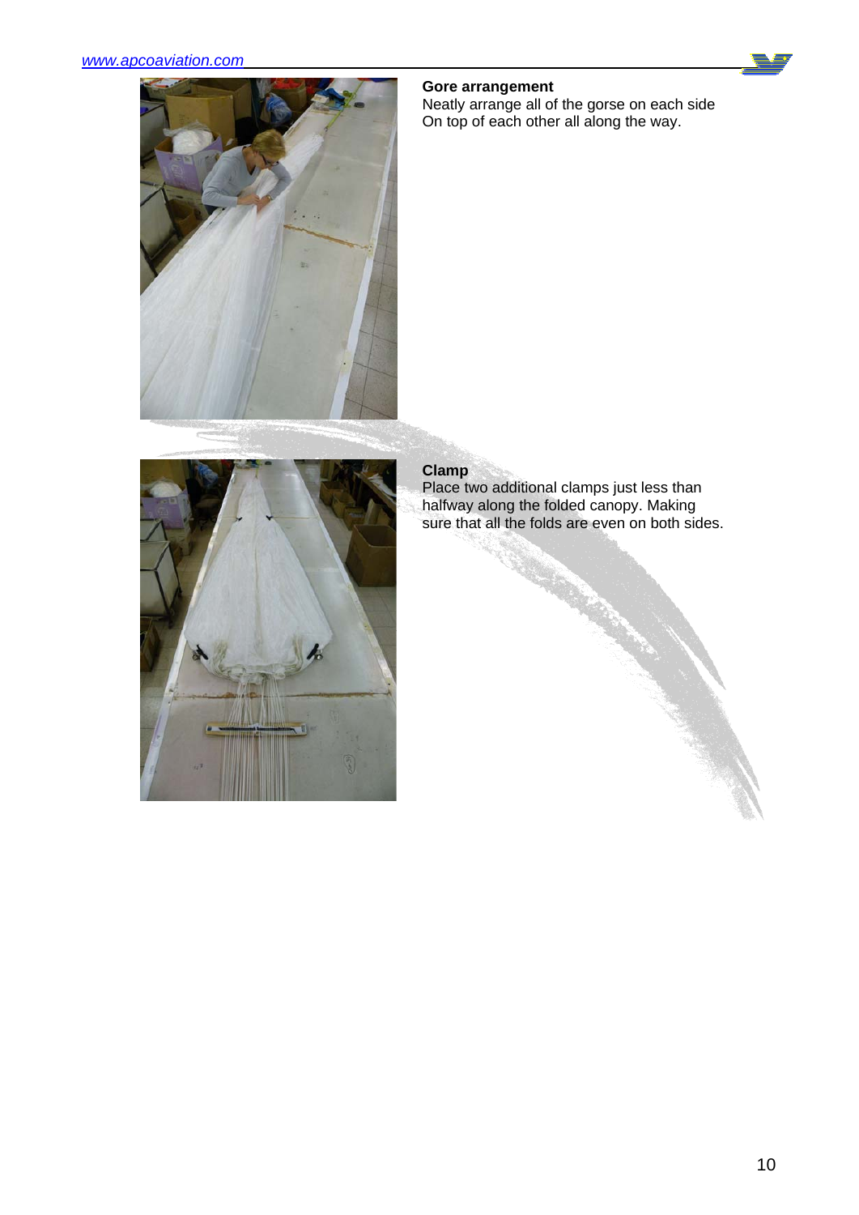**Gore arrangement**
Neatly arrange all of the gorse on each side
On top of each other all along the way.

**Clamp**
Place two additional clamps just less than halfway along the folded canopy. Making sure that all the folds are even on both sides.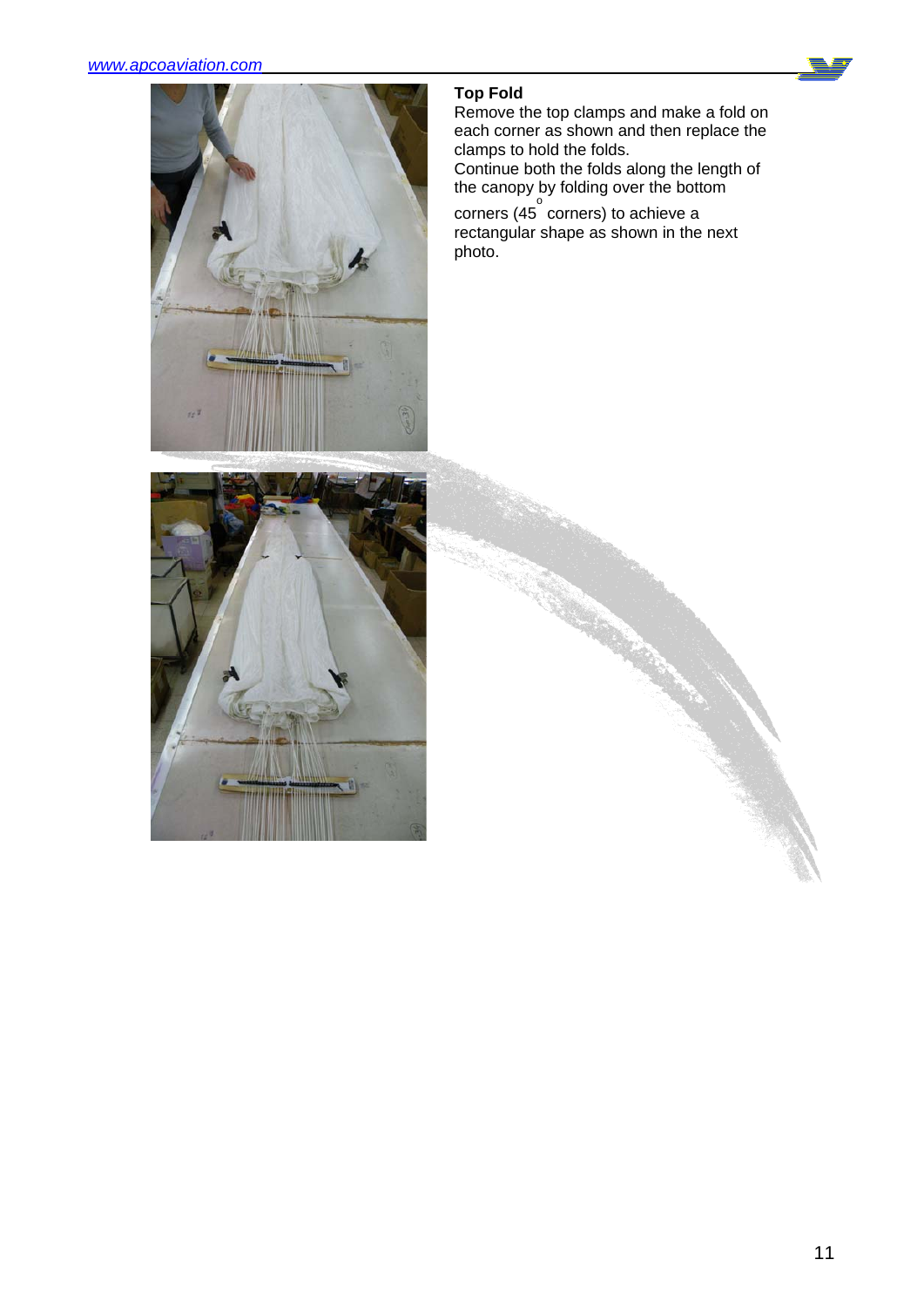### Top Fold

Remove the top clamps and make a fold on each corner as shown and then replace the clamps to hold the folds.

Continue both the folds along the length of the canopy by folding over the bottom corners (45° corners) to achieve a rectangular shape as shown in the next photo.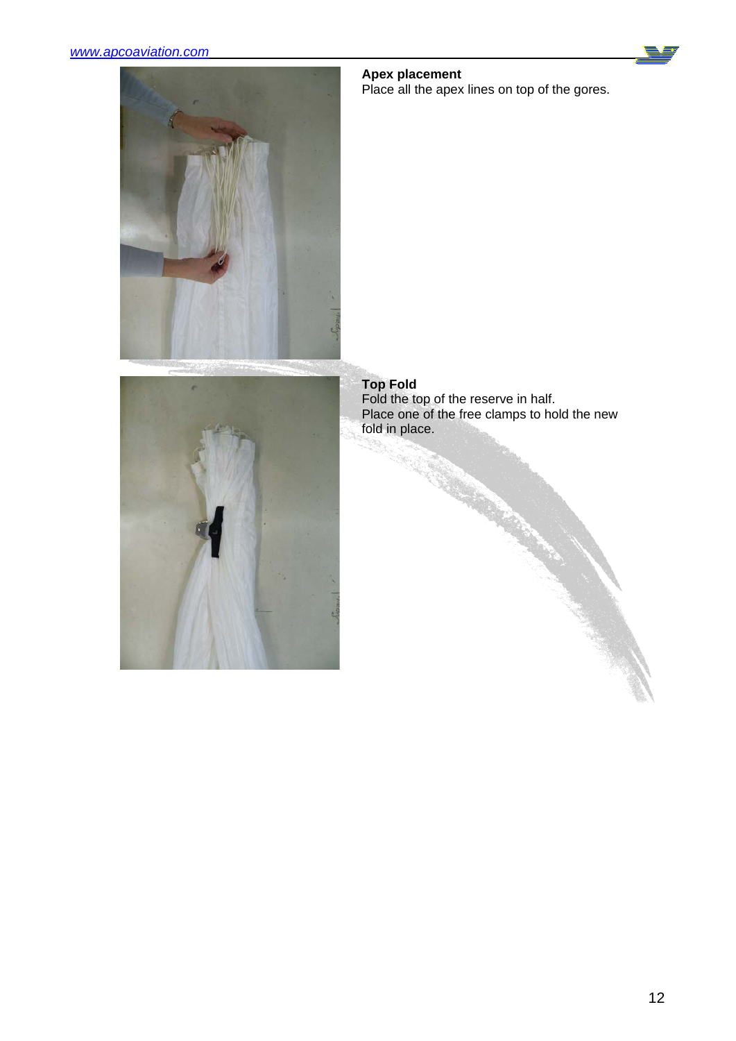**Apex placement**

Place all the apex lines on top of the gores.

**Top Fold**

Fold the top of the reserve in half.
Place one of the free clamps to hold the new fold in place.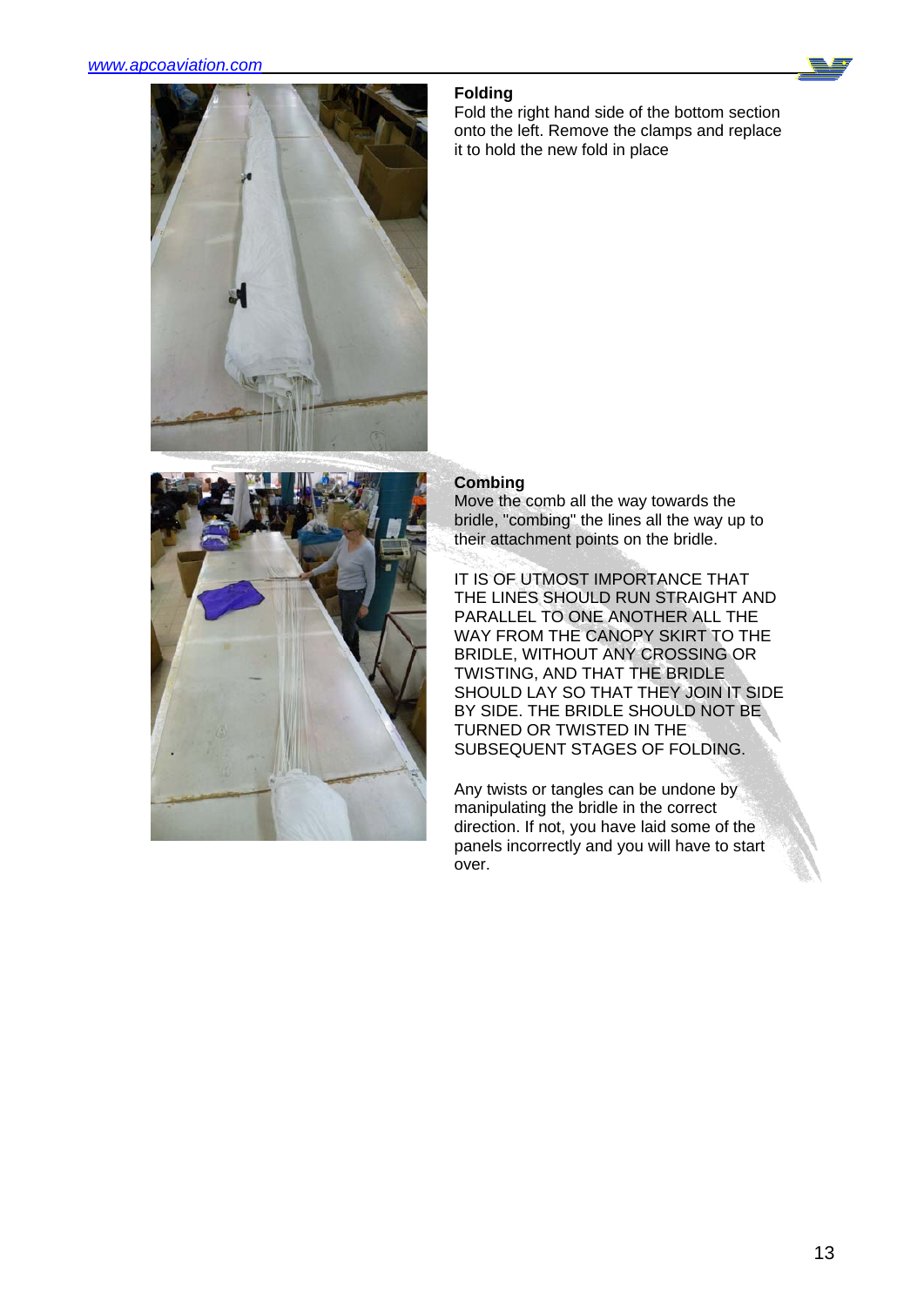### Folding

Fold the right hand side of the bottom section onto the left. Remove the clamps and replace it to hold the new fold in place

### Combing

Move the comb all the way towards the bridle, "combing" the lines all the way up to their attachment points on the bridle.

IT IS OF UTMOST IMPORTANCE THAT THE LINES SHOULD RUN STRAIGHT AND PARALLEL TO ONE ANOTHER ALL THE WAY FROM THE CANOPY SKIRT TO THE BRIDLE, WITHOUT ANY CROSSING OR TWISTING, AND THAT THE BRIDLE SHOULD LAY SO THAT THEY JOIN IT SIDE BY SIDE. THE BRIDLE SHOULD NOT BE TURNED OR TWISTED IN THE SUBSEQUENT STAGES OF FOLDING.

Any twists or tangles can be undone by manipulating the bridle in the correct direction. If not, you have laid some of the panels incorrectly and you will have to start over.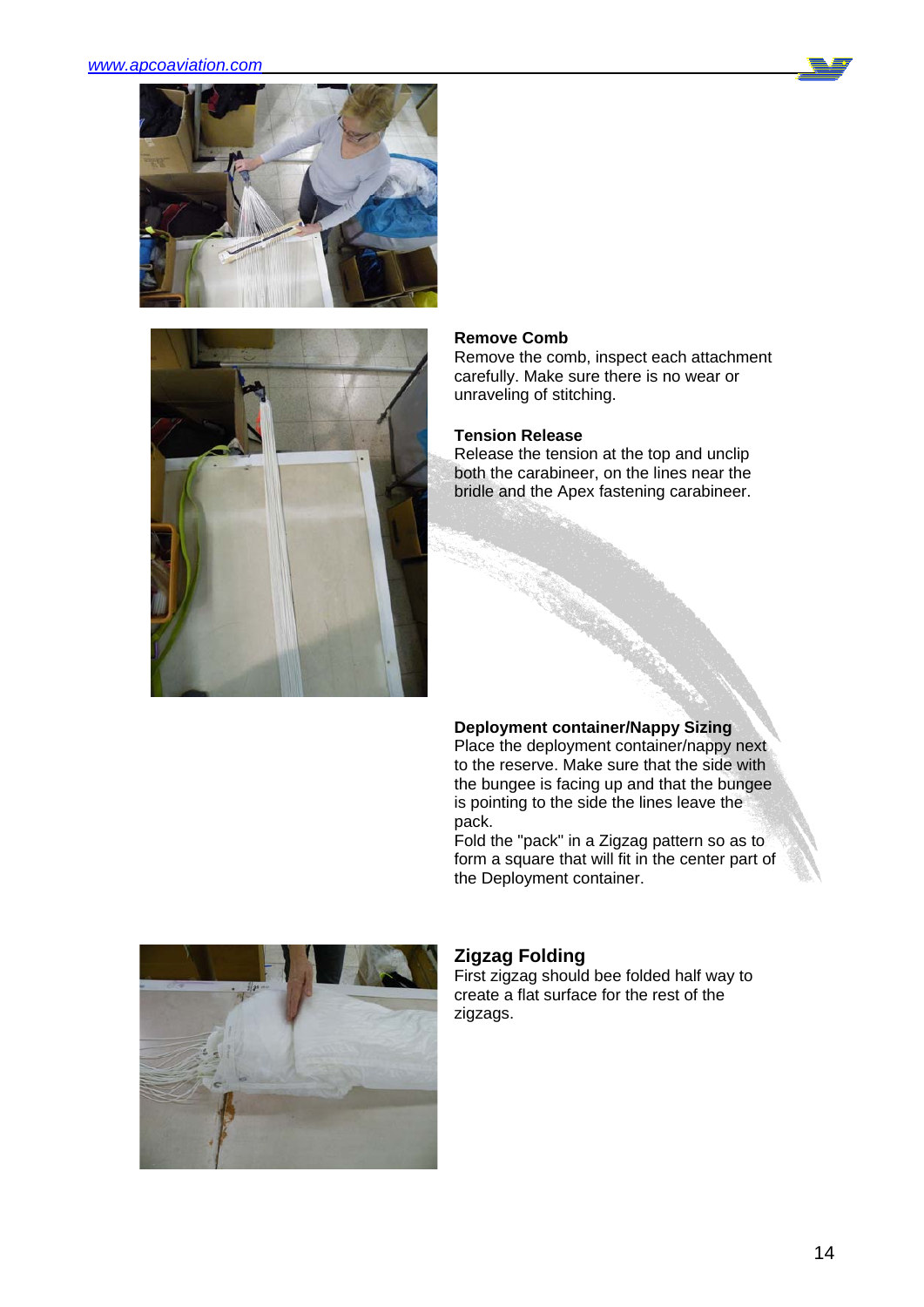**Remove Comb**
Remove the comb, inspect each attachment carefully. Make sure there is no wear or unraveling of stitching.

**Tension Release**
Release the tension at the top and unclip both the carabineer, on the lines near the bridle and the Apex fastening carabineer.

**Deployment container/Nappy Sizing**
Place the deployment container/nappy next to the reserve. Make sure that the side with the bungee is facing up and that the bungee is pointing to the side the lines leave the pack.
Fold the "pack" in a Zigzag pattern so as to form a square that will fit in the center part of the Deployment container.

## Zigzag Folding

First zigzag should bee folded half way to create a flat surface for the rest of the zigzags.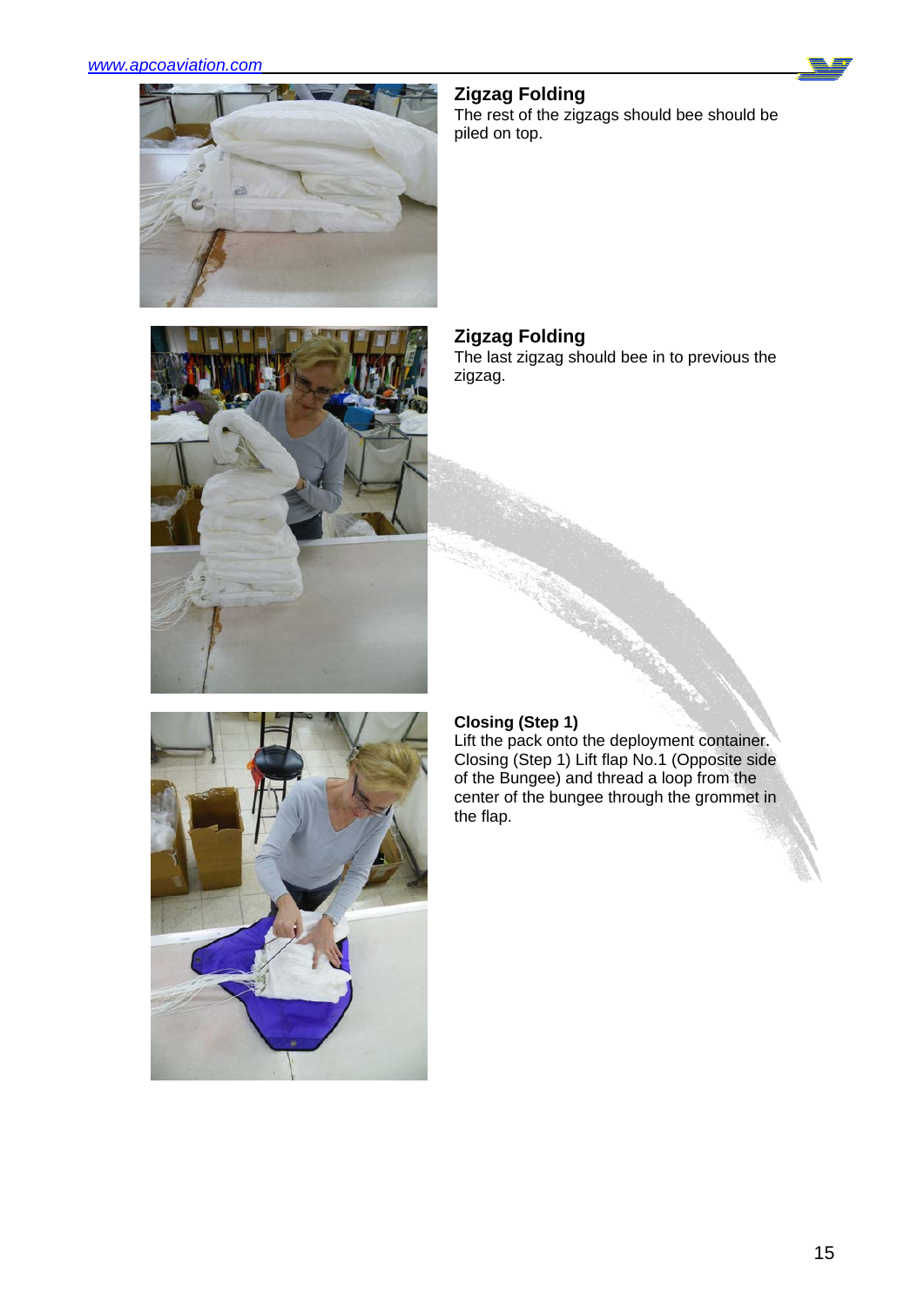## Zigzag Folding

The rest of the zigzags should bee should be piled on top.

## Zigzag Folding

The last zigzag should bee in to previous the zigzag.

### Closing (Step 1)

Lift the pack onto the deployment container. Closing (Step 1) Lift flap No.1 (Opposite side of the Bungee) and thread a loop from the center of the bungee through the grommet in the flap.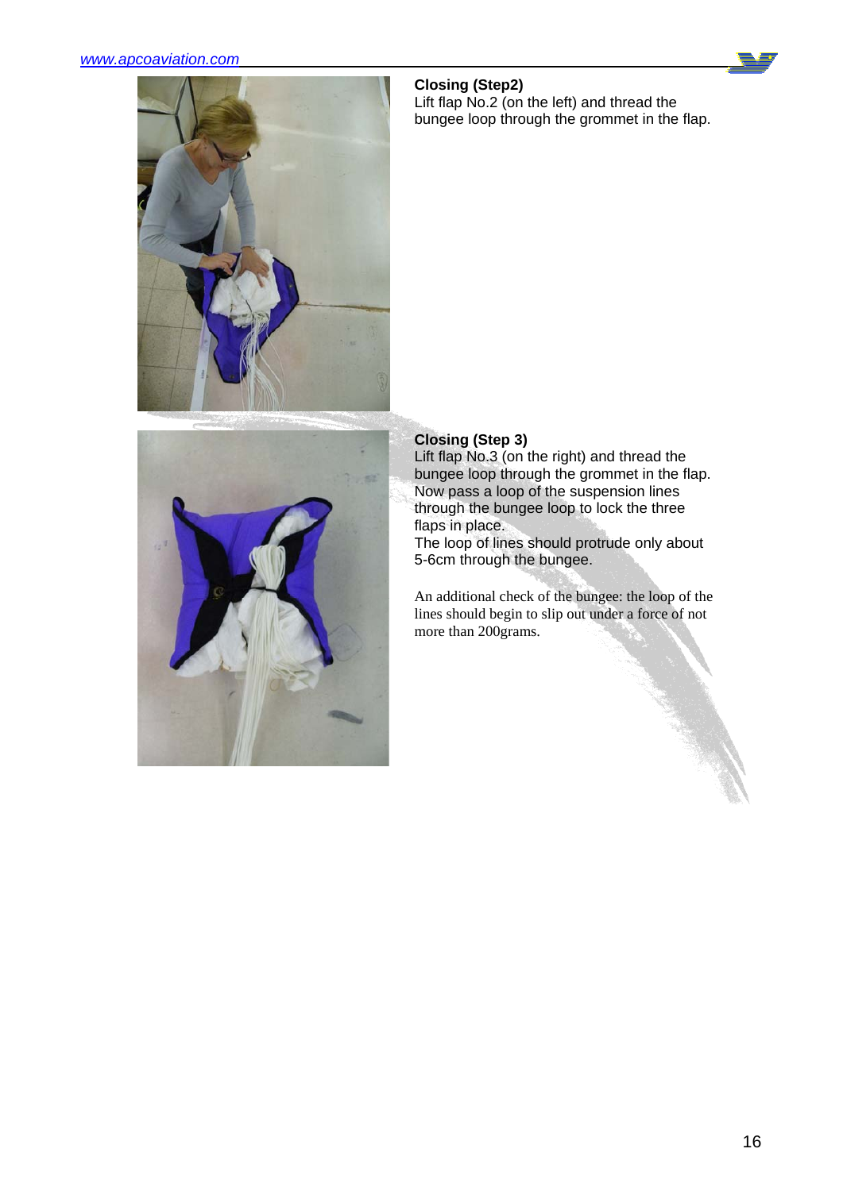**Closing (Step2)**
Lift flap No.2 (on the left) and thread the bungee loop through the grommet in the flap.

**Closing (Step 3)**
Lift flap No.3 (on the right) and thread the bungee loop through the grommet in the flap. Now pass a loop of the suspension lines through the bungee loop to lock the three flaps in place.
The loop of lines should protrude only about 5-6cm through the bungee.

An additional check of the bungee: the loop of the lines should begin to slip out under a force of not more than 200grams.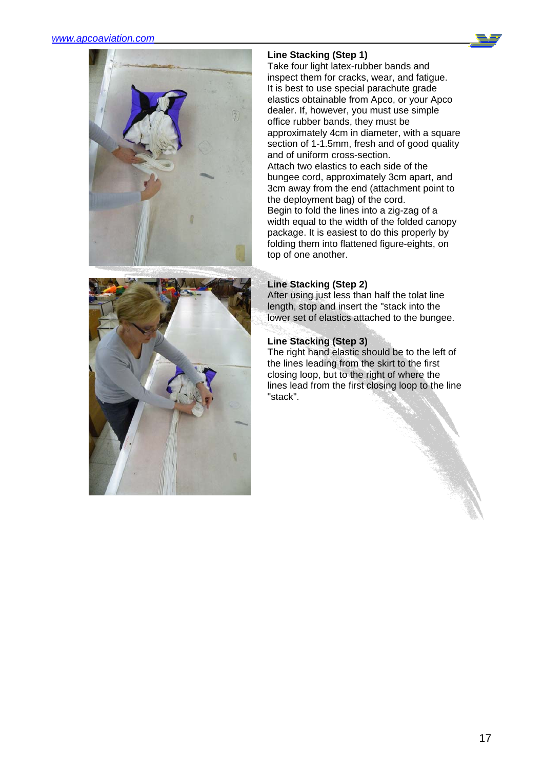### Line Stacking (Step 1)

Take four light latex-rubber bands and inspect them for cracks, wear, and fatigue. It is best to use special parachute grade elastics obtainable from Apco, or your Apco dealer. If, however, you must use simple office rubber bands, they must be approximately 4cm in diameter, with a square section of 1-1.5mm, fresh and of good quality and of uniform cross-section.

Attach two elastics to each side of the bungee cord, approximately 3cm apart, and 3cm away from the end (attachment point to the deployment bag) of the cord.

Begin to fold the lines into a zig-zag of a width equal to the width of the folded canopy package. It is easiest to do this properly by folding them into flattened figure-eights, on top of one another.

### Line Stacking (Step 2)

After using just less than half the tolat line length, stop and insert the "stack into the lower set of elastics attached to the bungee.

### Line Stacking (Step 3)

The right hand elastic should be to the left of the lines leading from the skirt to the first closing loop, but to the right of where the lines lead from the first closing loop to the line "stack".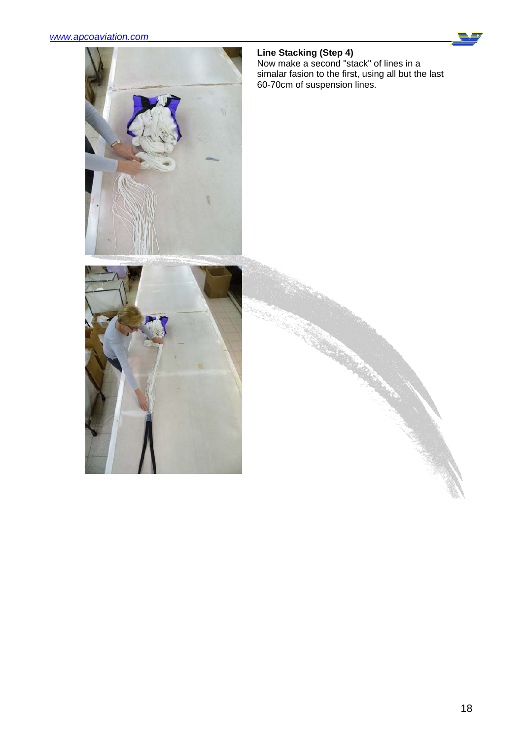**Line Stacking (Step 4)**
Now make a second "stack" of lines in a simalar fasion to the first, using all but the last 60-70cm of suspension lines.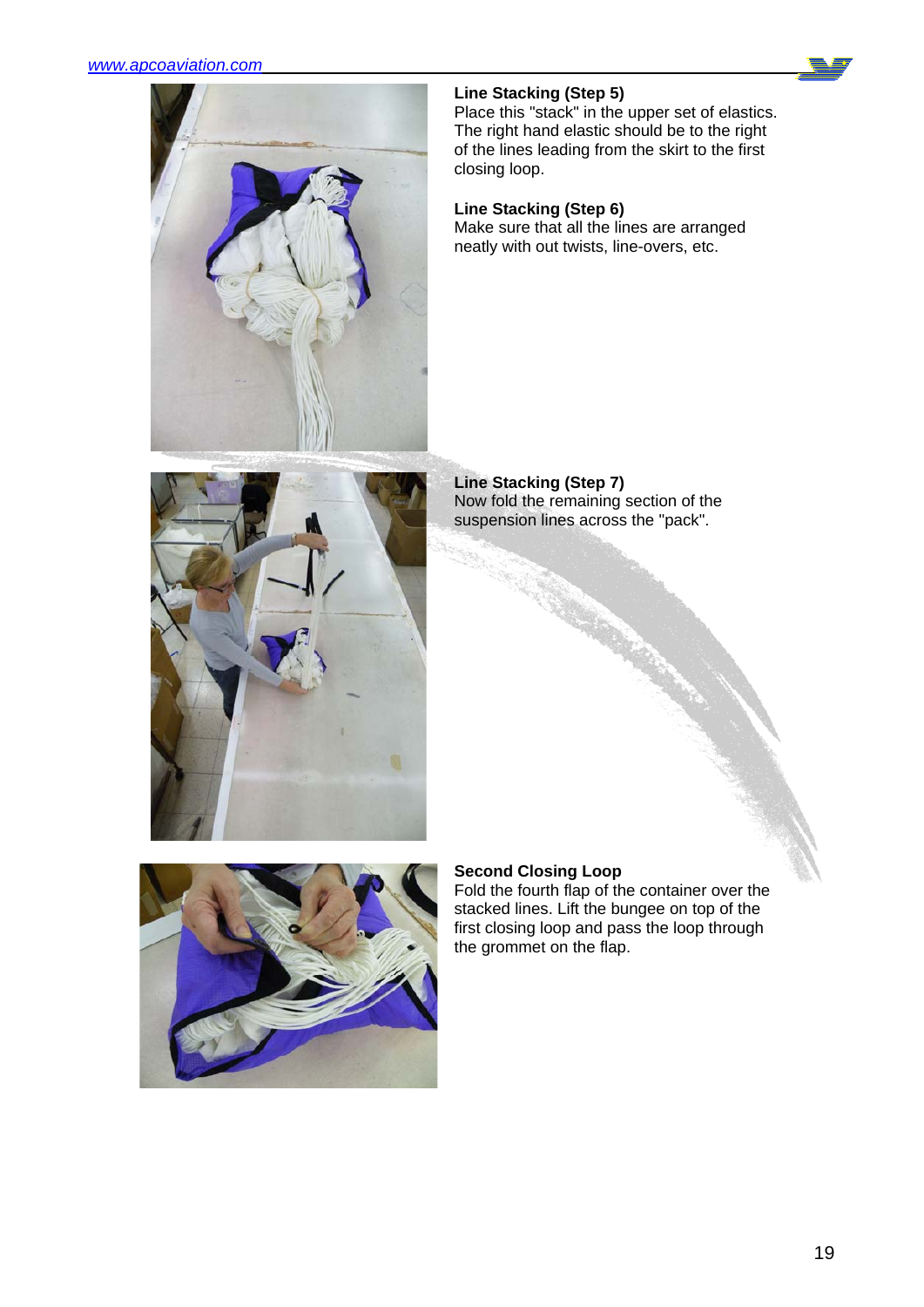### Line Stacking (Step 5)

Place this "stack" in the upper set of elastics. The right hand elastic should be to the right of the lines leading from the skirt to the first closing loop.

### Line Stacking (Step 6)

Make sure that all the lines are arranged neatly with out twists, line-overs, etc.

### Line Stacking (Step 7)

Now fold the remaining section of the suspension lines across the "pack".

### Second Closing Loop

Fold the fourth flap of the container over the stacked lines. Lift the bungee on top of the first closing loop and pass the loop through the grommet on the flap.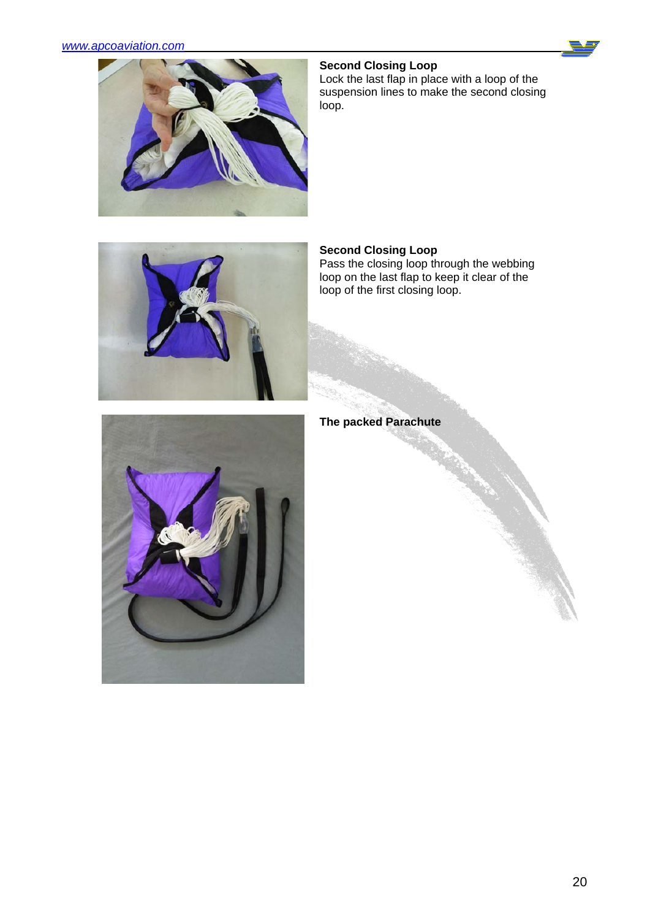### Second Closing Loop

Lock the last flap in place with a loop of the suspension lines to make the second closing loop.

### Second Closing Loop

Pass the closing loop through the webbing loop on the last flap to keep it clear of the loop of the first closing loop.

### The packed Parachute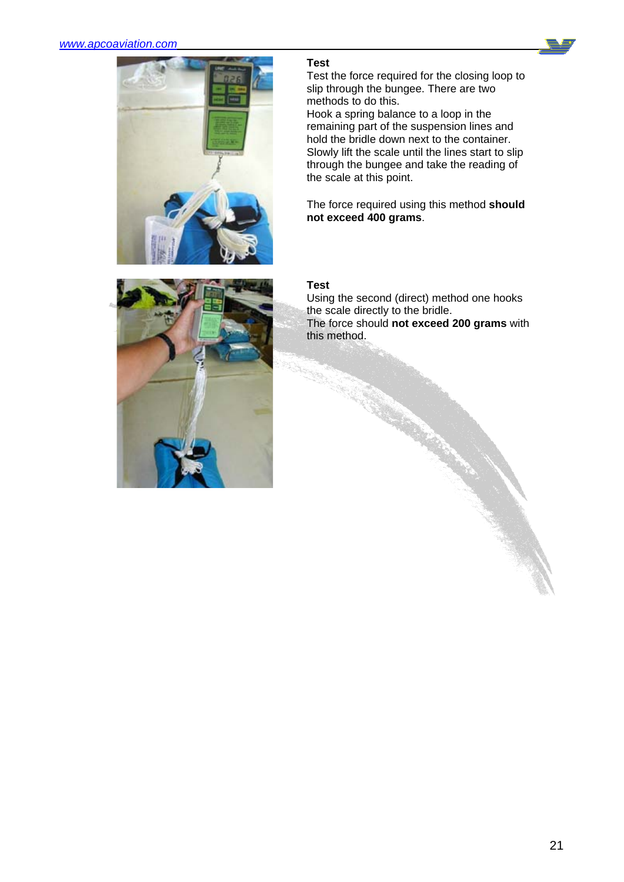## Test

Test the force required for the closing loop to slip through the bungee. There are two methods to do this.
Hook a spring balance to a loop in the remaining part of the suspension lines and hold the bridle down next to the container. Slowly lift the scale until the lines start to slip through the bungee and take the reading of the scale at this point.

The force required using this method **should not exceed 400 grams**.

## Test

Using the second (direct) method one hooks the scale directly to the bridle.
The force should **not exceed 200 grams** with this method.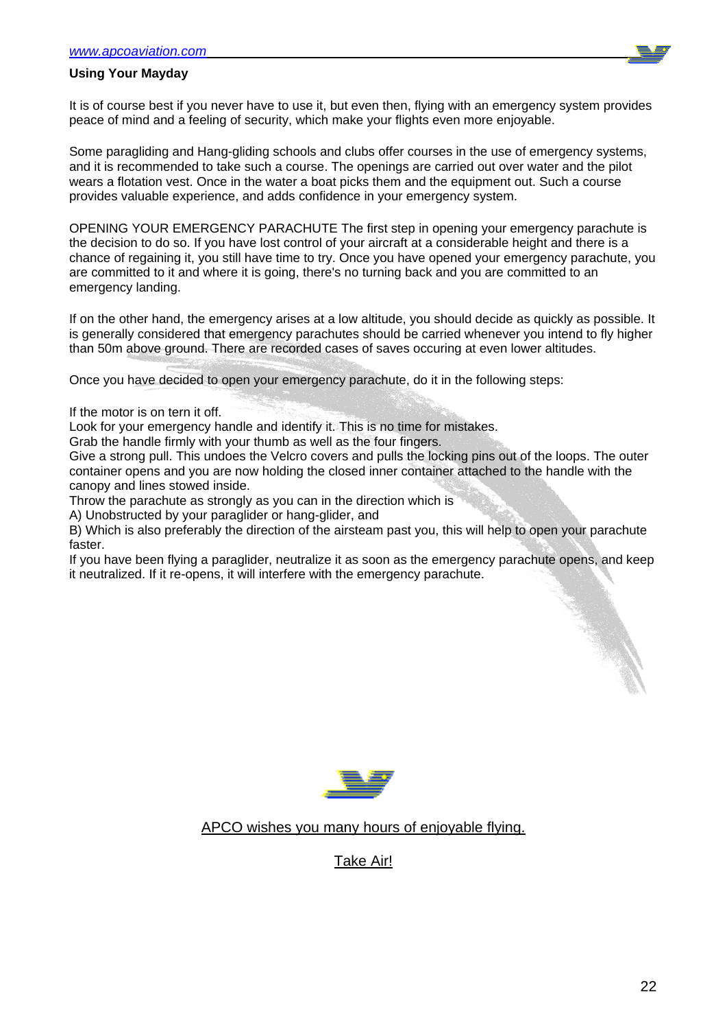**Using Your Mayday**

It is of course best if you never have to use it, but even then, flying with an emergency system provides peace of mind and a feeling of security, which make your flights even more enjoyable.

Some paragliding and Hang-gliding schools and clubs offer courses in the use of emergency systems, and it is recommended to take such a course. The openings are carried out over water and the pilot wears a flotation vest. Once in the water a boat picks them and the equipment out. Such a course provides valuable experience, and adds confidence in your emergency system.

OPENING YOUR EMERGENCY PARACHUTE The first step in opening your emergency parachute is the decision to do so. If you have lost control of your aircraft at a considerable height and there is a chance of regaining it, you still have time to try. Once you have opened your emergency parachute, you are committed to it and where it is going, there's no turning back and you are committed to an emergency landing.

If on the other hand, the emergency arises at a low altitude, you should decide as quickly as possible. It is generally considered that emergency parachutes should be carried whenever you intend to fly higher than 50m above ground. There are recorded cases of saves occuring at even lower altitudes.

Once you have decided to open your emergency parachute, do it in the following steps:

If the motor is on tern it off.
Look for your emergency handle and identify it. This is no time for mistakes.
Grab the handle firmly with your thumb as well as the four fingers.
Give a strong pull. This undoes the Velcro covers and pulls the locking pins out of the loops. The outer container opens and you are now holding the closed inner container attached to the handle with the canopy and lines stowed inside.
Throw the parachute as strongly as you can in the direction which is
A) Unobstructed by your paraglider or hang-glider, and
B) Which is also preferably the direction of the airsteam past you, this will help to open your parachute faster.
If you have been flying a paraglider, neutralize it as soon as the emergency parachute opens, and keep it neutralized. If it re-opens, it will interfere with the emergency parachute.

APCO wishes you many hours of enjoyable flying.

Take Air!